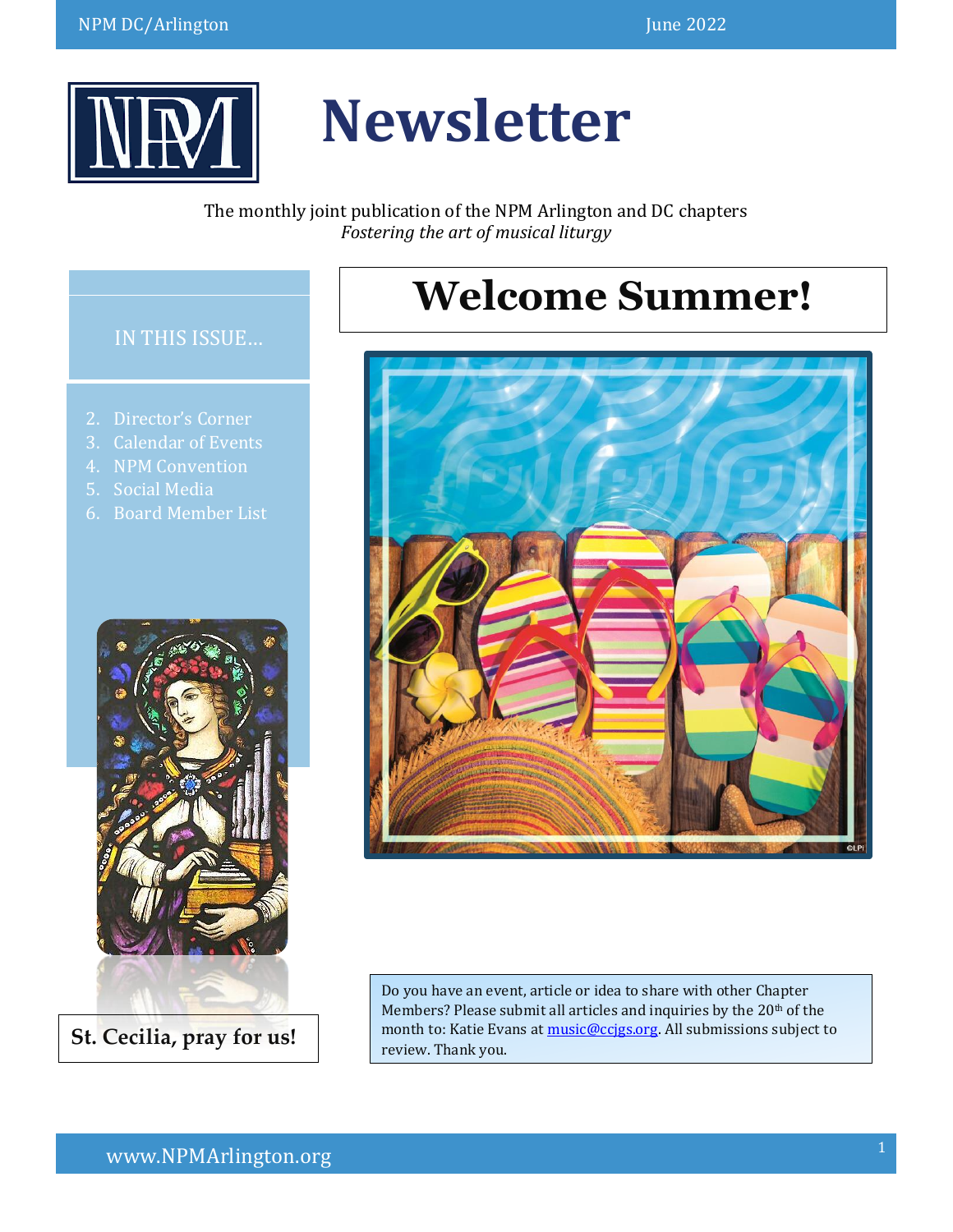# Newsletter

The monthly joint publication of the NPM Arlington and DC chapters
*Fostering the art of musical liturgy*

## IN THIS ISSUE…

2. Director's Corner
3. Calendar of Events
4. NPM Convention
5. Social Media
6. Board Member List

**St. Cecilia, pray for us!**

# Welcome Summer!

Do you have an event, article or idea to share with other Chapter Members? Please submit all articles and inquiries by the 20th of the month to: Katie Evans at music@ccjgs.org. All submissions subject to review. Thank you.

www.NPMArlington.org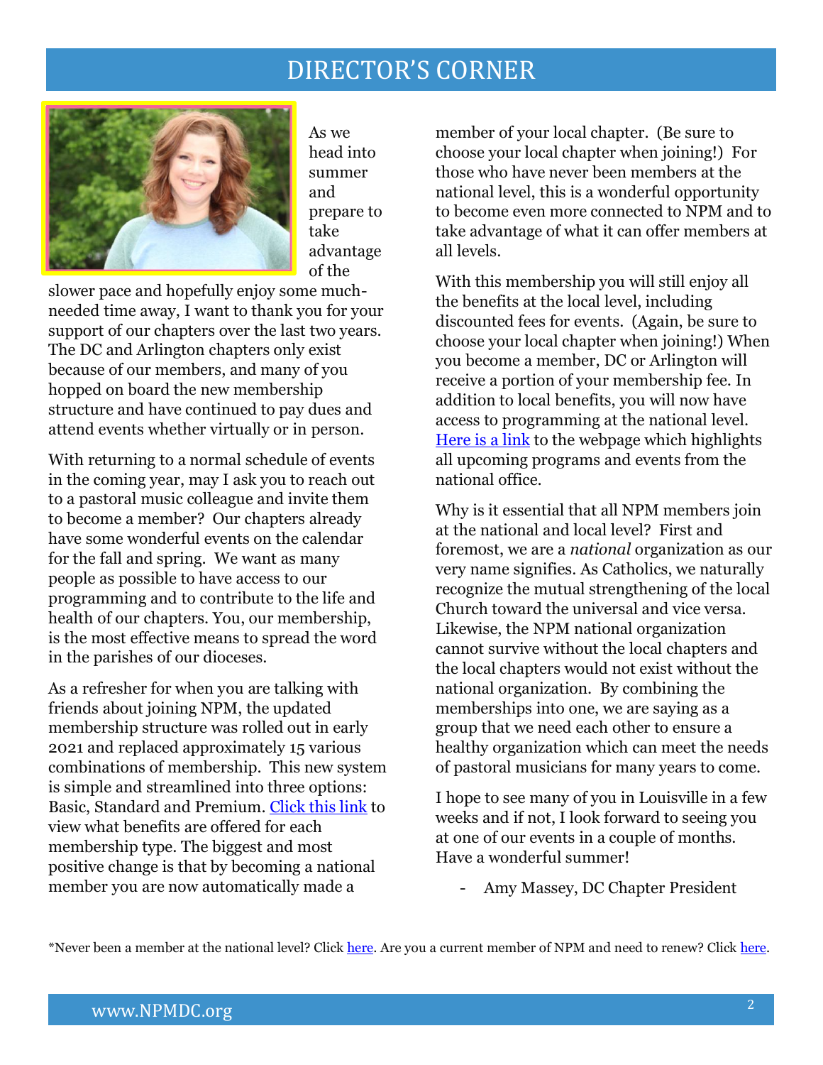# DIRECTOR'S CORNER

As we head into summer and prepare to take advantage of the slower pace and hopefully enjoy some much-needed time away, I want to thank you for your support of our chapters over the last two years. The DC and Arlington chapters only exist because of our members, and many of you hopped on board the new membership structure and have continued to pay dues and attend events whether virtually or in person.

With returning to a normal schedule of events in the coming year, may I ask you to reach out to a pastoral music colleague and invite them to become a member? Our chapters already have some wonderful events on the calendar for the fall and spring. We want as many people as possible to have access to our programming and to contribute to the life and health of our chapters. You, our membership, is the most effective means to spread the word in the parishes of our dioceses.

As a refresher for when you are talking with friends about joining NPM, the updated membership structure was rolled out in early 2021 and replaced approximately 15 various combinations of membership. This new system is simple and streamlined into three options: Basic, Standard and Premium. Click this link to view what benefits are offered for each membership type. The biggest and most positive change is that by becoming a national member you are now automatically made a member of your local chapter. (Be sure to choose your local chapter when joining!) For those who have never been members at the national level, this is a wonderful opportunity to become even more connected to NPM and to take advantage of what it can offer members at all levels.

With this membership you will still enjoy all the benefits at the local level, including discounted fees for events. (Again, be sure to choose your local chapter when joining!) When you become a member, DC or Arlington will receive a portion of your membership fee. In addition to local benefits, you will now have access to programming at the national level. Here is a link to the webpage which highlights all upcoming programs and events from the national office.

Why is it essential that all NPM members join at the national and local level? First and foremost, we are a *national* organization as our very name signifies. As Catholics, we naturally recognize the mutual strengthening of the local Church toward the universal and vice versa. Likewise, the NPM national organization cannot survive without the local chapters and the local chapters would not exist without the national organization. By combining the memberships into one, we are saying as a group that we need each other to ensure a healthy organization which can meet the needs of pastoral musicians for many years to come.

I hope to see many of you in Louisville in a few weeks and if not, I look forward to seeing you at one of our events in a couple of months. Have a wonderful summer!

- Amy Massey, DC Chapter President

*Never been a member at the national level? Click here. Are you a current member of NPM and need to renew? Click here.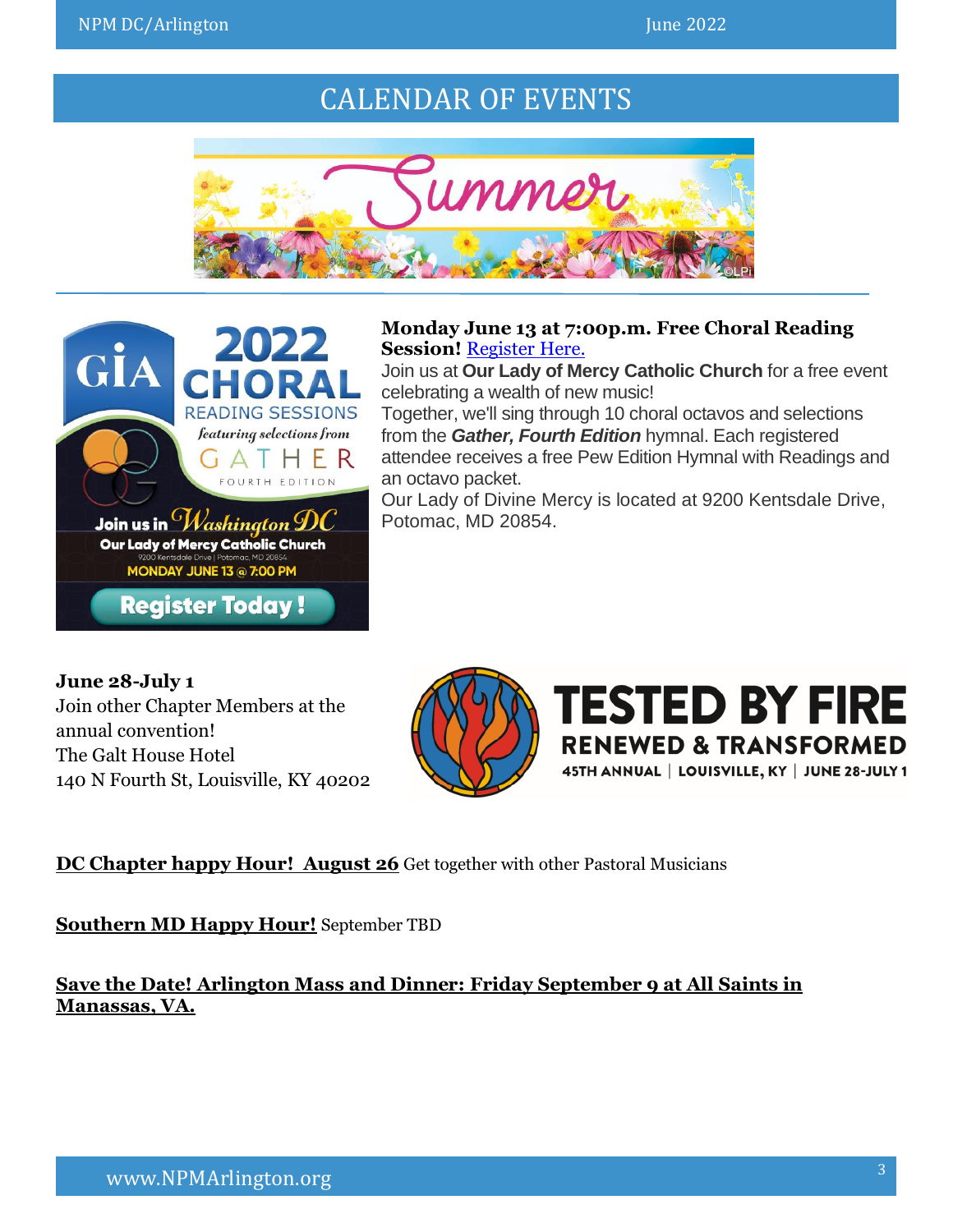# CALENDAR OF EVENTS

**Monday June 13 at 7:00p.m. Free Choral Reading Session!** [Register Here.]

Join us at **Our Lady of Mercy Catholic Church** for a free event celebrating a wealth of new music!

Together, we'll sing through 10 choral octavos and selections from the ***Gather, Fourth Edition*** hymnal. Each registered attendee receives a free Pew Edition Hymnal with Readings and an octavo packet.

Our Lady of Divine Mercy is located at 9200 Kentsdale Drive, Potomac, MD 20854.

**June 28-July 1**

Join other Chapter Members at the annual convention!

The Galt House Hotel

140 N Fourth St, Louisville, KY 40202

**DC Chapter happy Hour! August 26** Get together with other Pastoral Musicians

**Southern MD Happy Hour!** September TBD

**Save the Date! Arlington Mass and Dinner: Friday September 9 at All Saints in Manassas, VA.**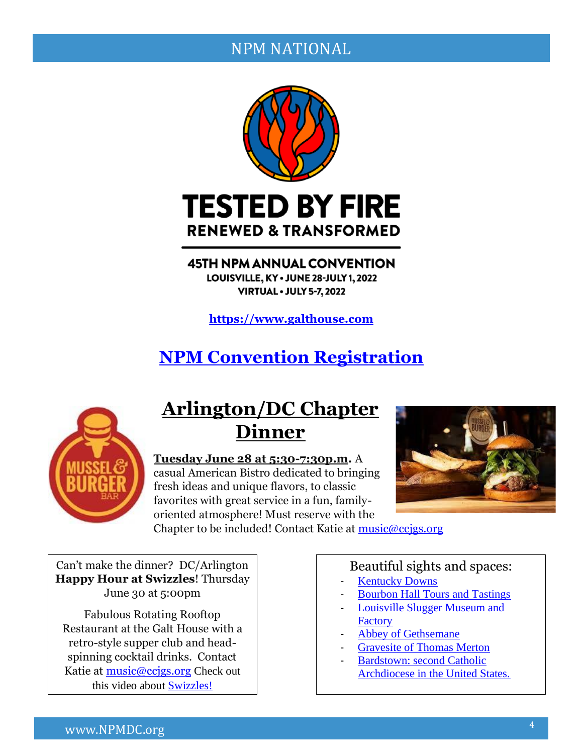## NPM NATIONAL

# TESTED BY FIRE

**RENEWED & TRANSFORMED**

**45TH NPM ANNUAL CONVENTION**

**LOUISVILLE, KY • JUNE 28-JULY 1, 2022**

**VIRTUAL • JULY 5-7, 2022**

**https://www.galthouse.com**

## NPM Convention Registration

## Arlington/DC Chapter Dinner

**Tuesday June 28 at 5:30-7:30p.m.** A casual American Bistro dedicated to bringing fresh ideas and unique flavors, to classic favorites with great service in a fun, family-oriented atmosphere! Must reserve with the Chapter to be included! Contact Katie at music@ccjgs.org

Can't make the dinner? DC/Arlington **Happy Hour at Swizzles**! Thursday June 30 at 5:00pm

Fabulous Rotating Rooftop Restaurant at the Galt House with a retro-style supper club and head-spinning cocktail drinks. Contact Katie at music@ccjgs.org Check out this video about Swizzles!

Beautiful sights and spaces:

- Kentucky Downs
- Bourbon Hall Tours and Tastings
- Louisville Slugger Museum and Factory
- Abbey of Gethsemane
- Gravesite of Thomas Merton
- Bardstown: second Catholic Archdiocese in the United States.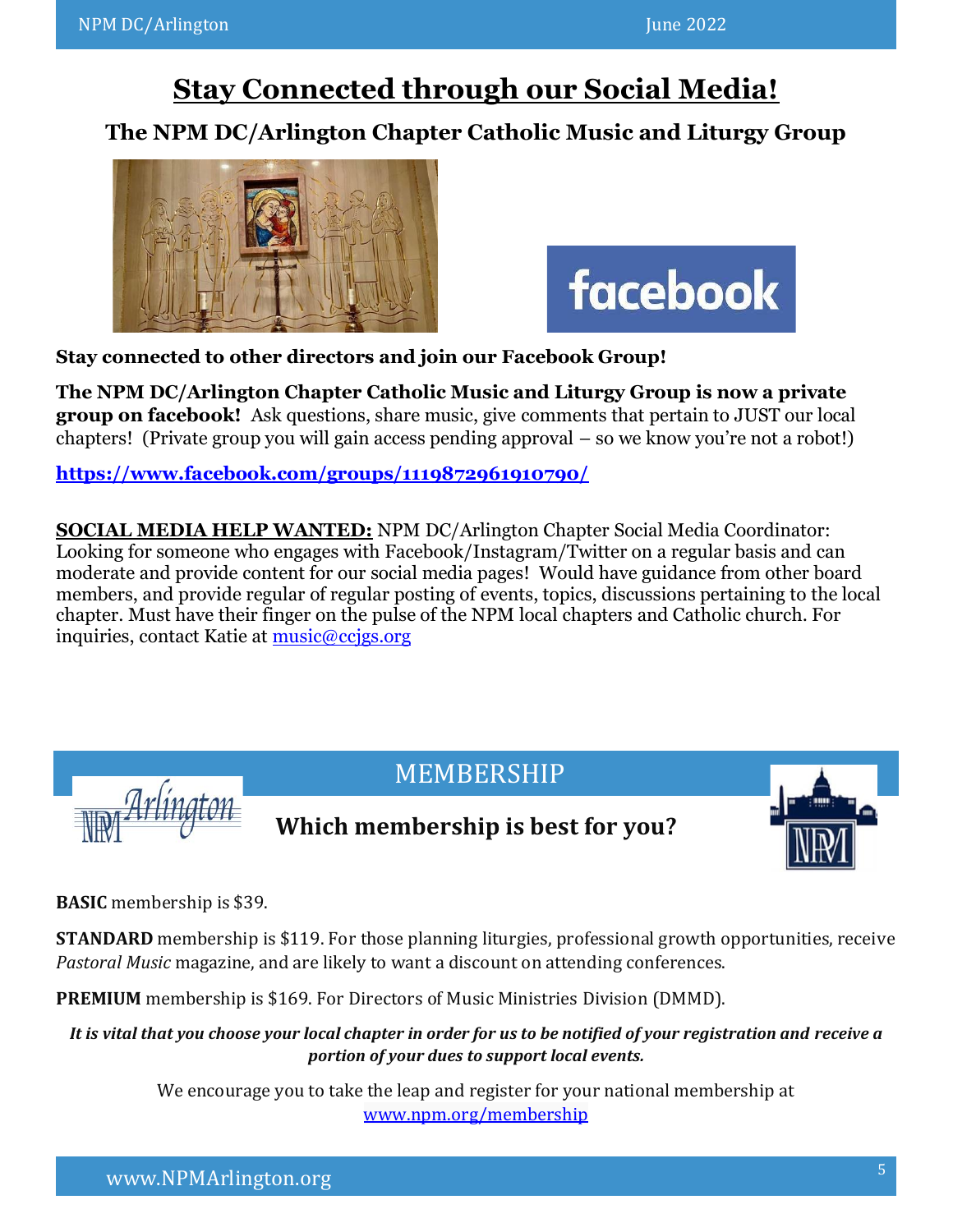# Stay Connected through our Social Media!

## The NPM DC/Arlington Chapter Catholic Music and Liturgy Group

**Stay connected to other directors and join our Facebook Group!**

**The NPM DC/Arlington Chapter Catholic Music and Liturgy Group is now a private group on facebook!** Ask questions, share music, give comments that pertain to JUST our local chapters! (Private group you will gain access pending approval – so we know you're not a robot!)

**https://www.facebook.com/groups/1119872961910790/**

**SOCIAL MEDIA HELP WANTED:** NPM DC/Arlington Chapter Social Media Coordinator: Looking for someone who engages with Facebook/Instagram/Twitter on a regular basis and can moderate and provide content for our social media pages! Would have guidance from other board members, and provide regular of regular posting of events, topics, discussions pertaining to the local chapter. Must have their finger on the pulse of the NPM local chapters and Catholic church. For inquiries, contact Katie at music@ccjgs.org

## MEMBERSHIP

### Which membership is best for you?

**BASIC** membership is $39.

**STANDARD** membership is $119. For those planning liturgies, professional growth opportunities, receive *Pastoral Music* magazine, and are likely to want a discount on attending conferences.

**PREMIUM** membership is $169. For Directors of Music Ministries Division (DMMD).

***It is vital that you choose your local chapter in order for us to be notified of your registration and receive a portion of your dues to support local events.***

We encourage you to take the leap and register for your national membership at www.npm.org/membership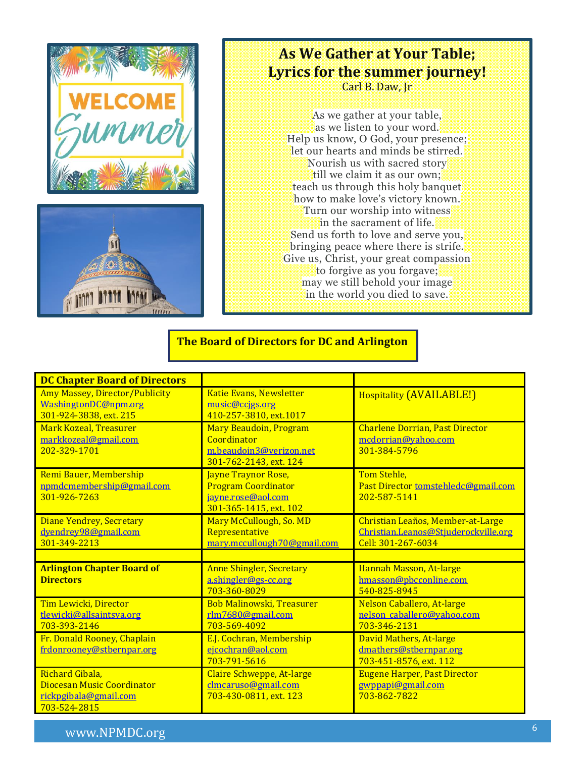## As We Gather at Your Table;
## Lyrics for the summer journey!

Carl B. Daw, Jr

As we gather at your table,
as we listen to your word.
Help us know, O God, your presence;
let our hearts and minds be stirred.
Nourish us with sacred story
till we claim it as our own;
teach us through this holy banquet
how to make love's victory known.
Turn our worship into witness
in the sacrament of life.
Send us forth to love and serve you,
bringing peace where there is strife.
Give us, Christ, your great compassion
to forgive as you forgave;
may we still behold your image
in the world you died to save.

## The Board of Directors for DC and Arlington

| **DC Chapter Board of Directors** | | |
|---|---|---|
| Amy Massey, Director/Publicity<br>WashingtonDC@npm.org<br>301-924-3838, ext. 215 | Katie Evans, Newsletter<br>music@ccjgs.org<br>410-257-3810, ext.1017 | Hospitality (AVAILABLE!) |
| Mark Kozeal, Treasurer<br>markkozeal@gmail.com<br>202-329-1701 | Mary Beaudoin, Program Coordinator<br>m.beaudoin3@verizon.net<br>301-762-2143, ext. 124 | Charlene Dorrian, Past Director<br>mcdorrian@yahoo.com<br>301-384-5796 |
| Remi Bauer, Membership<br>npmdcmembership@gmail.com<br>301-926-7263 | Jayne Traynor Rose, Program Coordinator<br>jayne.rose@aol.com<br>301-365-1415, ext. 102 | Tom Stehle, Past Director tomstehledc@gmail.com<br>202-587-5141 |
| Diane Yendrey, Secretary<br>dyendrey98@gmail.com<br>301-349-2213 | Mary McCullough, So. MD Representative<br>mary.mccullough70@gmail.com | Christian Leaños, Member-at-Large<br>Christian.Leanos@Stjuderockville.org<br>Cell: 301-267-6034 |
| | | |
| **Arlington Chapter Board of Directors** | Anne Shingler, Secretary<br>a.shingler@gs-cc.org<br>703-360-8029 | Hannah Masson, At-large<br>hmasson@pbcconline.com<br>540-825-8945 |
| Tim Lewicki, Director<br>tlewicki@allsaintsva.org<br>703-393-2146 | Bob Malinowski, Treasurer<br>rlm7680@gmail.com<br>703-569-4092 | Nelson Caballero, At-large<br>nelson_caballero@yahoo.com<br>703-346-2131 |
| Fr. Donald Rooney, Chaplain<br>frdonrooney@stbernpar.org | E.J. Cochran, Membership<br>ejcochran@aol.com<br>703-791-5616 | David Mathers, At-large<br>dmathers@stbernpar.org<br>703-451-8576, ext. 112 |
| Richard Gibala, Diocesan Music Coordinator<br>rickpgibala@gmail.com<br>703-524-2815 | Claire Schweppe, At-large<br>clmcaruso@gmail.com<br>703-430-0811, ext. 123 | Eugene Harper, Past Director<br>gwppapi@gmail.com<br>703-862-7822 |

www.NPMDC.org